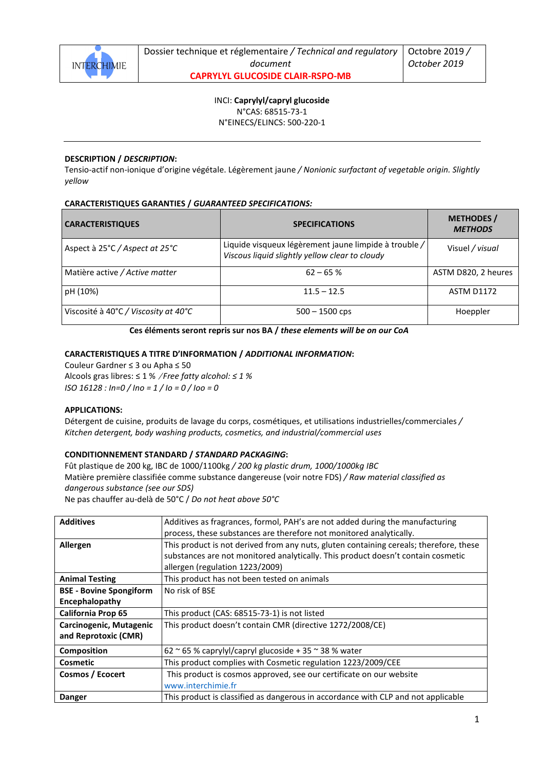| INTERCHIMIE | Dossier technique et réglementaire / *Technical and regulatory document* **CAPRYLYL GLUCOSIDE CLAIR-RSPO-MB** | Octobre 2019 / *October 2019* |
|---|---|---|

INCI: **Caprylyl/capryl glucoside**
N°CAS: 68515-73-1
N°EINECS/ELINCS: 500-220-1

---

**DESCRIPTION / *DESCRIPTION*:**
Tensio-actif non-ionique d'origine végétale. Légèrement jaune / *Nonionic surfactant of vegetable origin. Slightly yellow*

**CARACTERISTIQUES GARANTIES / *GUARANTEED SPECIFICATIONS:***

| CARACTERISTIQUES | SPECIFICATIONS | METHODES / *METHODS* |
|---|---|---|
| Aspect à 25°C / *Aspect at 25°C* | Liquide visqueux légèrement jaune limpide à trouble / *Viscous liquid slightly yellow clear to cloudy* | Visuel / *visual* |
| Matière active / *Active matter* | 62 – 65 % | ASTM D820, 2 heures |
| pH (10%) | 11.5 – 12.5 | ASTM D1172 |
| Viscosité à 40°C / *Viscosity at 40°C* | 500 – 1500 cps | Hoeppler |

**Ces éléments seront repris sur nos BA / *these elements will be on our CoA***

**CARACTERISTIQUES A TITRE D'INFORMATION / *ADDITIONAL INFORMATION*:**
Couleur Gardner ≤ 3 ou Apha ≤ 50
Alcools gras libres: ≤ 1 % */Free fatty alcohol: ≤ 1 %*
*ISO 16128 : In=0 / Ino = 1 / Io = 0 / Ioo = 0*

**APPLICATIONS:**
Détergent de cuisine, produits de lavage du corps, cosmétiques, et utilisations industrielles/commerciales / *Kitchen detergent, body washing products, cosmetics, and industrial/commercial uses*

**CONDITIONNEMENT STANDARD / *STANDARD PACKAGING*:**
Fût plastique de 200 kg, IBC de 1000/1100kg / *200 kg plastic drum, 1000/1000kg IBC*
Matière première classifiée comme substance dangereuse (voir notre FDS) / *Raw material classified as dangerous substance (see our SDS)*
Ne pas chauffer au-delà de 50°C / *Do not heat above 50°C*

| | |
|---|---|
| **Additives** | Additives as fragrances, formol, PAH's are not added during the manufacturing process, these substances are therefore not monitored analytically. |
| **Allergen** | This product is not derived from any nuts, gluten containing cereals; therefore, these substances are not monitored analytically. This product doesn't contain cosmetic allergen (regulation 1223/2009) |
| **Animal Testing** | This product has not been tested on animals |
| **BSE - Bovine Spongiform Encephalopathy** | No risk of BSE |
| **California Prop 65** | This product (CAS: 68515-73-1) is not listed |
| **Carcinogenic, Mutagenic and Reprotoxic (CMR)** | This product doesn't contain CMR (directive 1272/2008/CE) |
| **Composition** | 62 ~ 65 % caprylyl/capryl glucoside + 35 ~ 38 % water |
| **Cosmetic** | This product complies with Cosmetic regulation 1223/2009/CEE |
| **Cosmos / Ecocert** | This product is cosmos approved, see our certificate on our website www.interchimie.fr |
| **Danger** | This product is classified as dangerous in accordance with CLP and not applicable |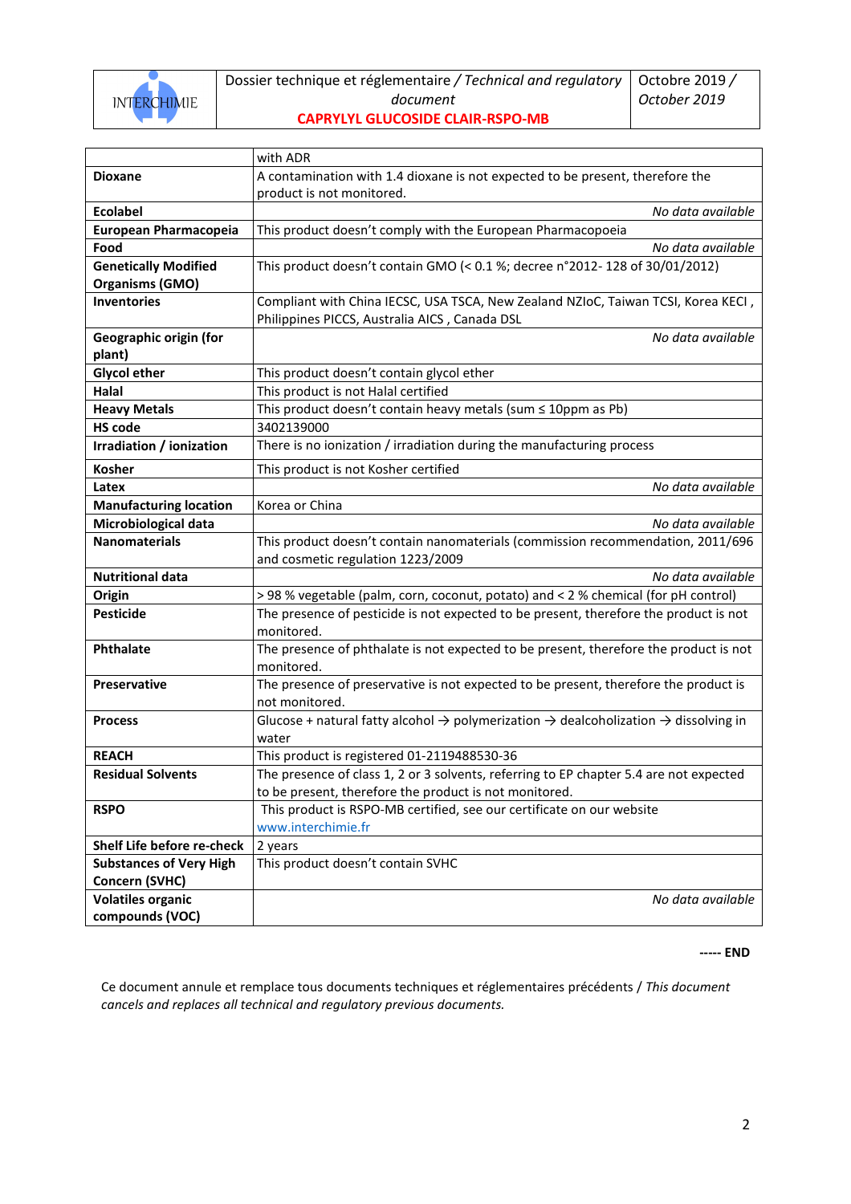| | |
|---|---|
| | with ADR |
| **Dioxane** | A contamination with 1.4 dioxane is not expected to be present, therefore the product is not monitored. |
| **Ecolabel** | *No data available* |
| **European Pharmacopeia** | This product doesn't comply with the European Pharmacopoeia |
| **Food** | *No data available* |
| **Genetically Modified Organisms (GMO)** | This product doesn't contain GMO (< 0.1 %; decree n°2012- 128 of 30/01/2012) |
| **Inventories** | Compliant with China IECSC, USA TSCA, New Zealand NZIoC, Taiwan TCSI, Korea KECI , Philippines PICCS, Australia AICS , Canada DSL |
| **Geographic origin (for plant)** | *No data available* |
| **Glycol ether** | This product doesn't contain glycol ether |
| **Halal** | This product is not Halal certified |
| **Heavy Metals** | This product doesn't contain heavy metals (sum ≤ 10ppm as Pb) |
| **HS code** | 3402139000 |
| **Irradiation / ionization** | There is no ionization / irradiation during the manufacturing process |
| **Kosher** | This product is not Kosher certified |
| **Latex** | *No data available* |
| **Manufacturing location** | Korea or China |
| **Microbiological data** | *No data available* |
| **Nanomaterials** | This product doesn't contain nanomaterials (commission recommendation, 2011/696 and cosmetic regulation 1223/2009 |
| **Nutritional data** | *No data available* |
| **Origin** | > 98 % vegetable (palm, corn, coconut, potato) and < 2 % chemical (for pH control) |
| **Pesticide** | The presence of pesticide is not expected to be present, therefore the product is not monitored. |
| **Phthalate** | The presence of phthalate is not expected to be present, therefore the product is not monitored. |
| **Preservative** | The presence of preservative is not expected to be present, therefore the product is not monitored. |
| **Process** | Glucose + natural fatty alcohol → polymerization → dealcoholization → dissolving in water |
| **REACH** | This product is registered 01-2119488530-36 |
| **Residual Solvents** | The presence of class 1, 2 or 3 solvents, referring to EP chapter 5.4 are not expected to be present, therefore the product is not monitored. |
| **RSPO** | This product is RSPO-MB certified, see our certificate on our website www.interchimie.fr |
| **Shelf Life before re-check** | 2 years |
| **Substances of Very High Concern (SVHC)** | This product doesn't contain SVHC |
| **Volatiles organic compounds (VOC)** | *No data available* |

**----- END**

Ce document annule et remplace tous documents techniques et réglementaires précédents / *This document cancels and replaces all technical and regulatory previous documents.*